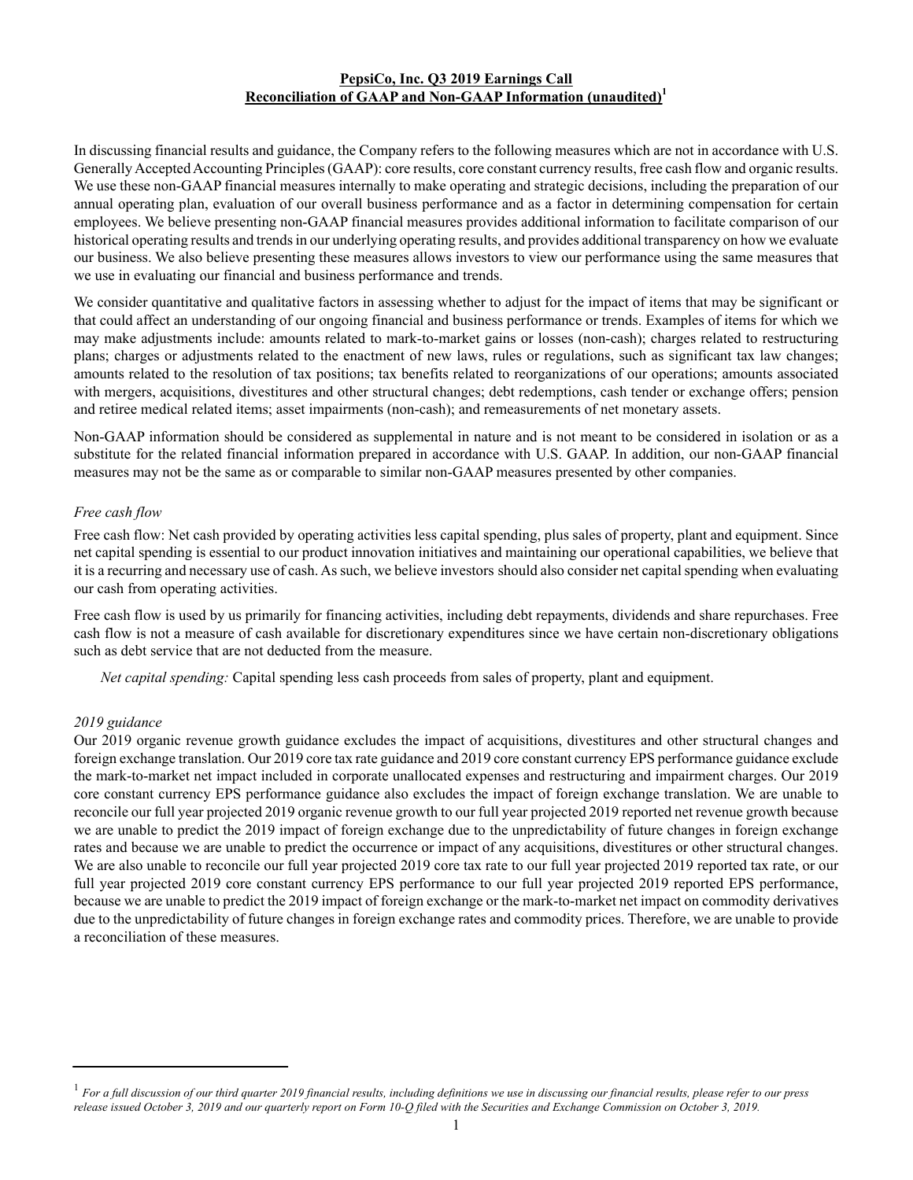# PepsiCo, Inc. Q3 2019 Earnings Call
## Reconciliation of GAAP and Non-GAAP Information (unaudited)[1]

In discussing financial results and guidance, the Company refers to the following measures which are not in accordance with U.S. Generally Accepted Accounting Principles (GAAP): core results, core constant currency results, free cash flow and organic results. We use these non-GAAP financial measures internally to make operating and strategic decisions, including the preparation of our annual operating plan, evaluation of our overall business performance and as a factor in determining compensation for certain employees. We believe presenting non-GAAP financial measures provides additional information to facilitate comparison of our historical operating results and trends in our underlying operating results, and provides additional transparency on how we evaluate our business. We also believe presenting these measures allows investors to view our performance using the same measures that we use in evaluating our financial and business performance and trends.

We consider quantitative and qualitative factors in assessing whether to adjust for the impact of items that may be significant or that could affect an understanding of our ongoing financial and business performance or trends. Examples of items for which we may make adjustments include: amounts related to mark-to-market gains or losses (non-cash); charges related to restructuring plans; charges or adjustments related to the enactment of new laws, rules or regulations, such as significant tax law changes; amounts related to the resolution of tax positions; tax benefits related to reorganizations of our operations; amounts associated with mergers, acquisitions, divestitures and other structural changes; debt redemptions, cash tender or exchange offers; pension and retiree medical related items; asset impairments (non-cash); and remeasurements of net monetary assets.

Non-GAAP information should be considered as supplemental in nature and is not meant to be considered in isolation or as a substitute for the related financial information prepared in accordance with U.S. GAAP. In addition, our non-GAAP financial measures may not be the same as or comparable to similar non-GAAP measures presented by other companies.

### *Free cash flow*

Free cash flow: Net cash provided by operating activities less capital spending, plus sales of property, plant and equipment. Since net capital spending is essential to our product innovation initiatives and maintaining our operational capabilities, we believe that it is a recurring and necessary use of cash. As such, we believe investors should also consider net capital spending when evaluating our cash from operating activities.

Free cash flow is used by us primarily for financing activities, including debt repayments, dividends and share repurchases. Free cash flow is not a measure of cash available for discretionary expenditures since we have certain non-discretionary obligations such as debt service that are not deducted from the measure.

*Net capital spending:* Capital spending less cash proceeds from sales of property, plant and equipment.

### *2019 guidance*

Our 2019 organic revenue growth guidance excludes the impact of acquisitions, divestitures and other structural changes and foreign exchange translation. Our 2019 core tax rate guidance and 2019 core constant currency EPS performance guidance exclude the mark-to-market net impact included in corporate unallocated expenses and restructuring and impairment charges. Our 2019 core constant currency EPS performance guidance also excludes the impact of foreign exchange translation. We are unable to reconcile our full year projected 2019 organic revenue growth to our full year projected 2019 reported net revenue growth because we are unable to predict the 2019 impact of foreign exchange due to the unpredictability of future changes in foreign exchange rates and because we are unable to predict the occurrence or impact of any acquisitions, divestitures or other structural changes. We are also unable to reconcile our full year projected 2019 core tax rate to our full year projected 2019 reported tax rate, or our full year projected 2019 core constant currency EPS performance to our full year projected 2019 reported EPS performance, because we are unable to predict the 2019 impact of foreign exchange or the mark-to-market net impact on commodity derivatives due to the unpredictability of future changes in foreign exchange rates and commodity prices. Therefore, we are unable to provide a reconciliation of these measures.

---

[1] *For a full discussion of our third quarter 2019 financial results, including definitions we use in discussing our financial results, please refer to our press release issued October 3, 2019 and our quarterly report on Form 10-Q filed with the Securities and Exchange Commission on October 3, 2019.*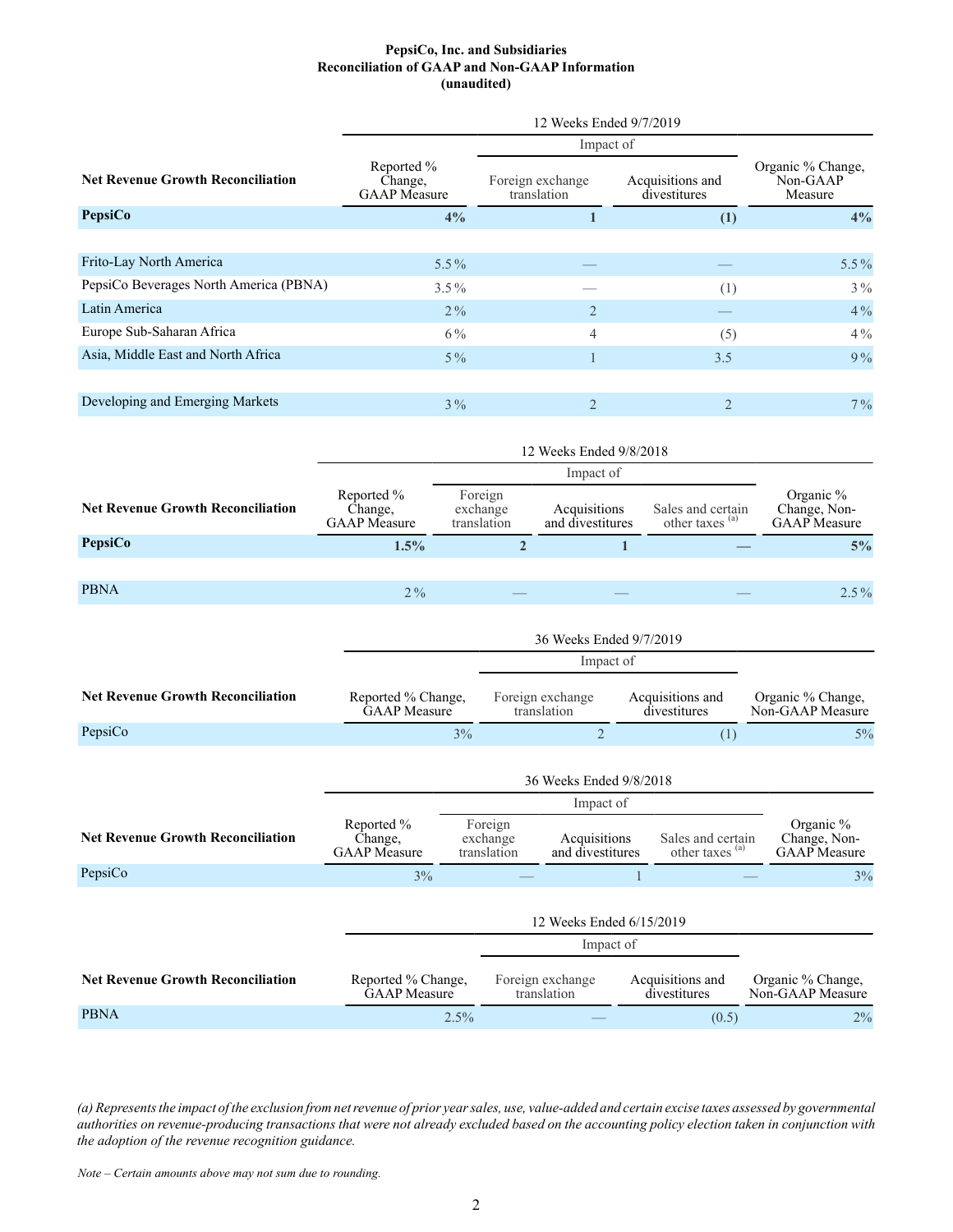**PepsiCo, Inc. and Subsidiaries**
**Reconciliation of GAAP and Non-GAAP Information**
**(unaudited)**

| | 12 Weeks Ended 9/7/2019 | | | |
|---|---|---|---|---|
| | | Impact of | | |
| **Net Revenue Growth Reconciliation** | Reported % Change, GAAP Measure | Foreign exchange translation | Acquisitions and divestitures | Organic % Change, Non-GAAP Measure |
| **PepsiCo** | **4%** | **1** | **(1)** | **4%** |
| | | | | |
| Frito-Lay North America | 5.5 % | — | — | 5.5 % |
| PepsiCo Beverages North America (PBNA) | 3.5 % | — | (1) | 3 % |
| Latin America | 2 % | 2 | — | 4 % |
| Europe Sub-Saharan Africa | 6 % | 4 | (5) | 4 % |
| Asia, Middle East and North Africa | 5 % | 1 | 3.5 | 9 % |
| | | | | |
| Developing and Emerging Markets | 3 % | 2 | 2 | 7 % |

| | 12 Weeks Ended 9/8/2018 | | | | |
|---|---|---|---|---|---|
| | | Impact of | | | |
| **Net Revenue Growth Reconciliation** | Reported % Change, GAAP Measure | Foreign exchange translation | Acquisitions and divestitures | Sales and certain other taxes [(a)] | Organic % Change, Non-GAAP Measure |
| **PepsiCo** | **1.5%** | **2** | **1** | **—** | **5%** |
| | | | | | |
| PBNA | 2 % | — | — | — | 2.5 % |

| | 36 Weeks Ended 9/7/2019 | | | |
|---|---|---|---|---|
| | | Impact of | | |
| **Net Revenue Growth Reconciliation** | Reported % Change, GAAP Measure | Foreign exchange translation | Acquisitions and divestitures | Organic % Change, Non-GAAP Measure |
| PepsiCo | 3% | 2 | (1) | 5% |

| | 36 Weeks Ended 9/8/2018 | | | | |
|---|---|---|---|---|---|
| | | Impact of | | | |
| **Net Revenue Growth Reconciliation** | Reported % Change, GAAP Measure | Foreign exchange translation | Acquisitions and divestitures | Sales and certain other taxes [(a)] | Organic % Change, Non-GAAP Measure |
| PepsiCo | 3% | — | 1 | — | 3% |

| | 12 Weeks Ended 6/15/2019 | | | |
|---|---|---|---|---|
| | | Impact of | | |
| **Net Revenue Growth Reconciliation** | Reported % Change, GAAP Measure | Foreign exchange translation | Acquisitions and divestitures | Organic % Change, Non-GAAP Measure |
| PBNA | 2.5% | — | (0.5) | 2% |

*(a) Represents the impact of the exclusion from net revenue of prior year sales, use, value-added and certain excise taxes assessed by governmental authorities on revenue-producing transactions that were not already excluded based on the accounting policy election taken in conjunction with the adoption of the revenue recognition guidance.*

*Note – Certain amounts above may not sum due to rounding.*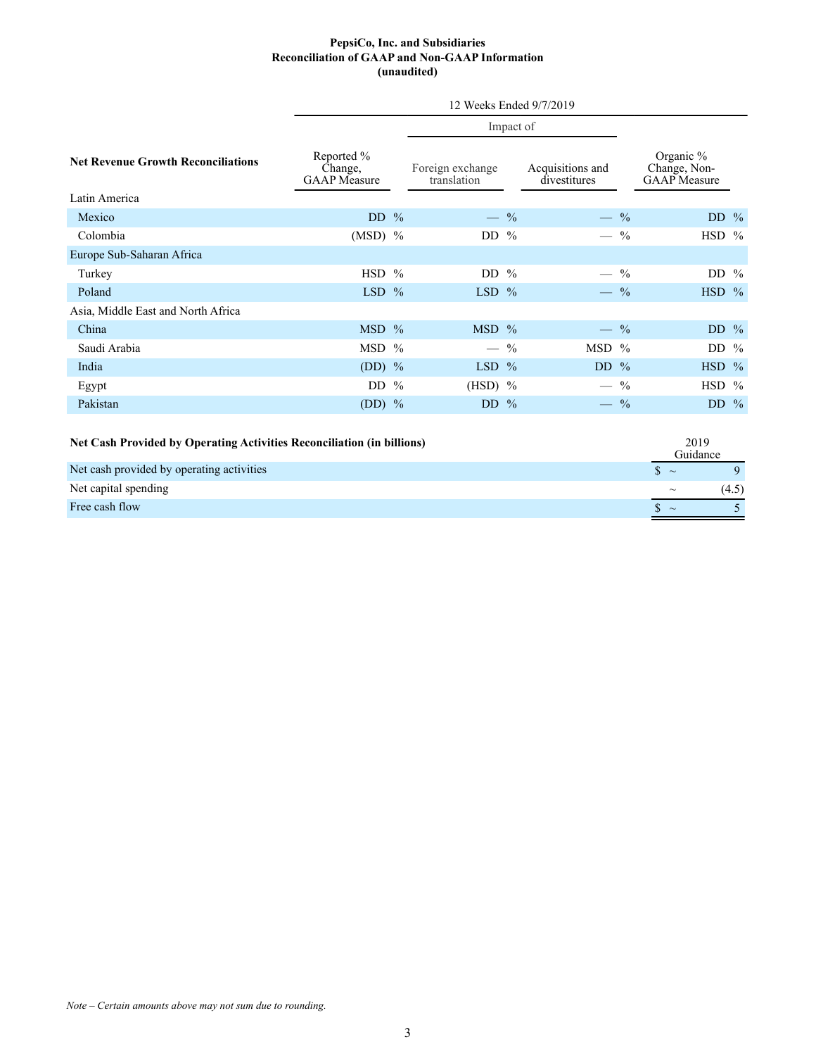**PepsiCo, Inc. and Subsidiaries**
**Reconciliation of GAAP and Non-GAAP Information**
**(unaudited)**

| | 12 Weeks Ended 9/7/2019 | | | |
|---|---|---|---|---|
| | | Impact of | | |
| **Net Revenue Growth Reconciliations** | Reported % Change, GAAP Measure | Foreign exchange translation | Acquisitions and divestitures | Organic % Change, Non-GAAP Measure |
| Latin America | | | | |
| Mexico | DD % | — % | — % | DD % |
| Colombia | (MSD) % | DD % | — % | HSD % |
| Europe Sub-Saharan Africa | | | | |
| Turkey | HSD % | DD % | — % | DD % |
| Poland | LSD % | LSD % | — % | HSD % |
| Asia, Middle East and North Africa | | | | |
| China | MSD % | MSD % | — % | DD % |
| Saudi Arabia | MSD % | — % | MSD % | DD % |
| India | (DD) % | LSD % | DD % | HSD % |
| Egypt | DD % | (HSD) % | — % | HSD % |
| Pakistan | (DD) % | DD % | — % | DD % |

| **Net Cash Provided by Operating Activities Reconciliation (in billions)** | 2019 Guidance |
|---|---|
| Net cash provided by operating activities | $ ~ 9 |
| Net capital spending | ~ (4.5) |
| Free cash flow | $ ~ 5 |

*Note – Certain amounts above may not sum due to rounding.*